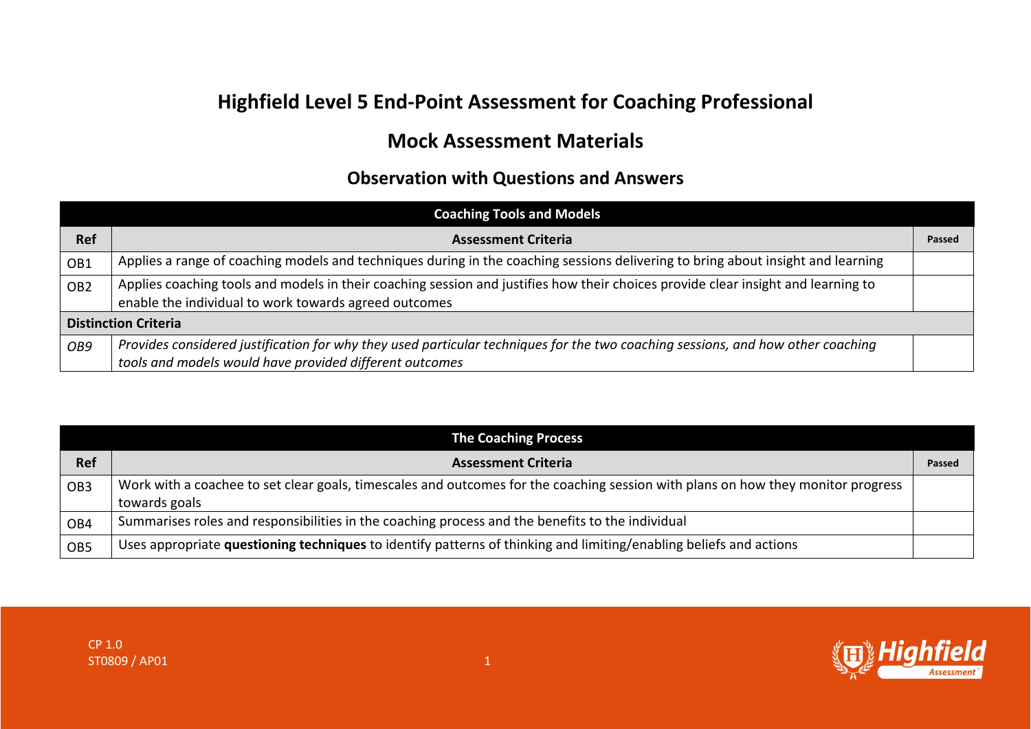# Highfield Level 5 End-Point Assessment for Coaching Professional

## Mock Assessment Materials

### Observation with Questions and Answers

| Coaching Tools and Models | | |
|---|---|---|
| **Ref** | **Assessment Criteria** | **Passed** |
| OB1 | Applies a range of coaching models and techniques during in the coaching sessions delivering to bring about insight and learning | |
| OB2 | Applies coaching tools and models in their coaching session and justifies how their choices provide clear insight and learning to enable the individual to work towards agreed outcomes | |
| **Distinction Criteria** | | |
| *OB9* | *Provides considered justification for why they used particular techniques for the two coaching sessions, and how other coaching tools and models would have provided different outcomes* | |

| The Coaching Process | | |
|---|---|---|
| **Ref** | **Assessment Criteria** | **Passed** |
| OB3 | Work with a coachee to set clear goals, timescales and outcomes for the coaching session with plans on how they monitor progress towards goals | |
| OB4 | Summarises roles and responsibilities in the coaching process and the benefits to the individual | |
| OB5 | Uses appropriate **questioning techniques** to identify patterns of thinking and limiting/enabling beliefs and actions | |

CP 1.0
ST0809 / AP01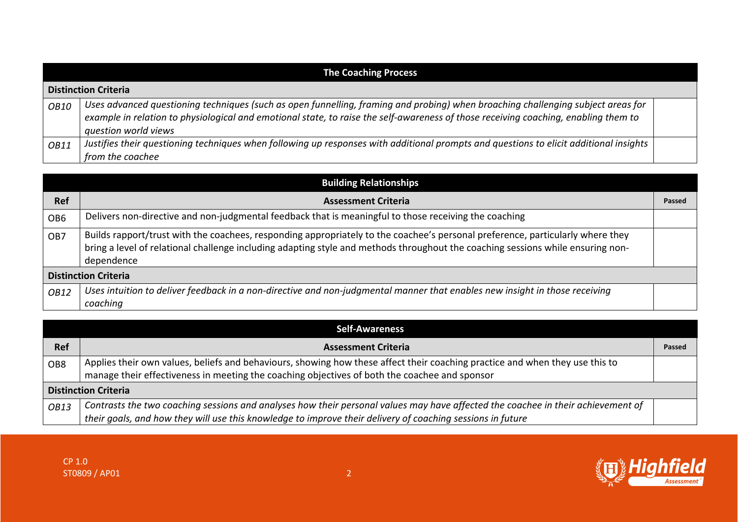| The Coaching Process | | |
|---|---|---|
| **Distinction Criteria** | | |
| *OB10* | *Uses advanced questioning techniques (such as open funnelling, framing and probing) when broaching challenging subject areas for example in relation to physiological and emotional state, to raise the self-awareness of those receiving coaching, enabling them to question world views* | |
| *OB11* | *Justifies their questioning techniques when following up responses with additional prompts and questions to elicit additional insights from the coachee* | |

| Building Relationships | | |
|---|---|---|
| **Ref** | **Assessment Criteria** | **Passed** |
| OB6 | Delivers non-directive and non-judgmental feedback that is meaningful to those receiving the coaching | |
| OB7 | Builds rapport/trust with the coachees, responding appropriately to the coachee's personal preference, particularly where they bring a level of relational challenge including adapting style and methods throughout the coaching sessions while ensuring non-dependence | |
| **Distinction Criteria** | | |
| *OB12* | *Uses intuition to deliver feedback in a non-directive and non-judgmental manner that enables new insight in those receiving coaching* | |

| Self-Awareness | | |
|---|---|---|
| **Ref** | **Assessment Criteria** | **Passed** |
| OB8 | Applies their own values, beliefs and behaviours, showing how these affect their coaching practice and when they use this to manage their effectiveness in meeting the coaching objectives of both the coachee and sponsor | |
| **Distinction Criteria** | | |
| *OB13* | *Contrasts the two coaching sessions and analyses how their personal values may have affected the coachee in their achievement of their goals, and how they will use this knowledge to improve their delivery of coaching sessions in future* | |